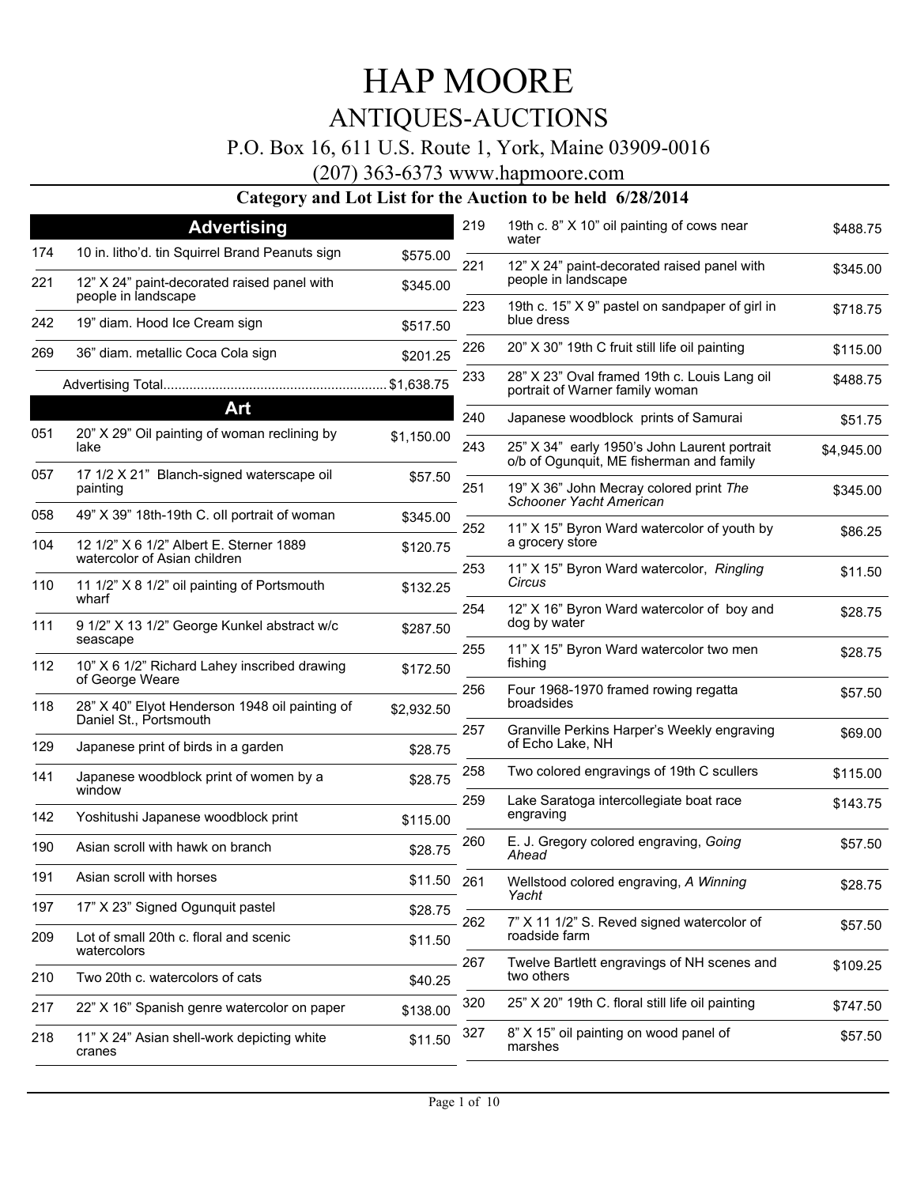# HAP MOORE

## ANTIQUES-AUCTIONS

P.O. Box 16, 611 U.S. Route 1, York, Maine 03909-0016

(207) 363-6373 www.hapmoore.com

**Category and Lot List for the Auction to be held 6/28/2014**

### Advertising

| Lot | Description | Price |
|---|---|---|
| 174 | 10 in. litho'd. tin Squirrel Brand Peanuts sign | $575.00 |
| 221 | 12" X 24" paint-decorated raised panel with people in landscape | $345.00 |
| 242 | 19" diam. Hood Ice Cream sign | $517.50 |
| 269 | 36" diam. metallic Coca Cola sign | $201.25 |
| | Advertising Total | $1,638.75 |

### Art

| Lot | Description | Price |
|---|---|---|
| 051 | 20" X 29" Oil painting of woman reclining by lake | $1,150.00 |
| 057 | 17 1/2 X 21" Blanch-signed waterscape oil painting | $57.50 |
| 058 | 49" X 39" 18th-19th C. oil portrait of woman | $345.00 |
| 104 | 12 1/2" X 6 1/2" Albert E. Sterner 1889 watercolor of Asian children | $120.75 |
| 110 | 11 1/2" X 8 1/2" oil painting of Portsmouth wharf | $132.25 |
| 111 | 9 1/2" X 13 1/2" George Kunkel abstract w/c seascape | $287.50 |
| 112 | 10" X 6 1/2" Richard Lahey inscribed drawing of George Weare | $172.50 |
| 118 | 28" X 40" Elyot Henderson 1948 oil painting of Daniel St., Portsmouth | $2,932.50 |
| 129 | Japanese print of birds in a garden | $28.75 |
| 141 | Japanese woodblock print of women by a window | $28.75 |
| 142 | Yoshitushi Japanese woodblock print | $115.00 |
| 190 | Asian scroll with hawk on branch | $28.75 |
| 191 | Asian scroll with horses | $11.50 |
| 197 | 17" X 23" Signed Ogunquit pastel | $28.75 |
| 209 | Lot of small 20th c. floral and scenic watercolors | $11.50 |
| 210 | Two 20th c. watercolors of cats | $40.25 |
| 217 | 22" X 16" Spanish genre watercolor on paper | $138.00 |
| 218 | 11" X 24" Asian shell-work depicting white cranes | $11.50 |
| 219 | 19th c. 8" X 10" oil painting of cows near water | $488.75 |
| 221 | 12" X 24" paint-decorated raised panel with people in landscape | $345.00 |
| 223 | 19th c. 15" X 9" pastel on sandpaper of girl in blue dress | $718.75 |
| 226 | 20" X 30" 19th C fruit still life oil painting | $115.00 |
| 233 | 28" X 23" Oval framed 19th c. Louis Lang oil portrait of Warner family woman | $488.75 |
| 240 | Japanese woodblock prints of Samurai | $51.75 |
| 243 | 25" X 34" early 1950's John Laurent portrait o/b of Ogunquit, ME fisherman and family | $4,945.00 |
| 251 | 19" X 36" John Mecray colored print *The Schooner Yacht American* | $345.00 |
| 252 | 11" X 15" Byron Ward watercolor of youth by a grocery store | $86.25 |
| 253 | 11" X 15" Byron Ward watercolor, *Ringling Circus* | $11.50 |
| 254 | 12" X 16" Byron Ward watercolor of boy and dog by water | $28.75 |
| 255 | 11" X 15" Byron Ward watercolor two men fishing | $28.75 |
| 256 | Four 1968-1970 framed rowing regatta broadsides | $57.50 |
| 257 | Granville Perkins Harper's Weekly engraving of Echo Lake, NH | $69.00 |
| 258 | Two colored engravings of 19th C scullers | $115.00 |
| 259 | Lake Saratoga intercollegiate boat race engraving | $143.75 |
| 260 | E. J. Gregory colored engraving, *Going Ahead* | $57.50 |
| 261 | Wellstood colored engraving, *A Winning Yacht* | $28.75 |
| 262 | 7" X 11 1/2" S. Reved signed watercolor of roadside farm | $57.50 |
| 267 | Twelve Bartlett engravings of NH scenes and two others | $109.25 |
| 320 | 25" X 20" 19th C. floral still life oil painting | $747.50 |
| 327 | 8" X 15" oil painting on wood panel of marshes | $57.50 |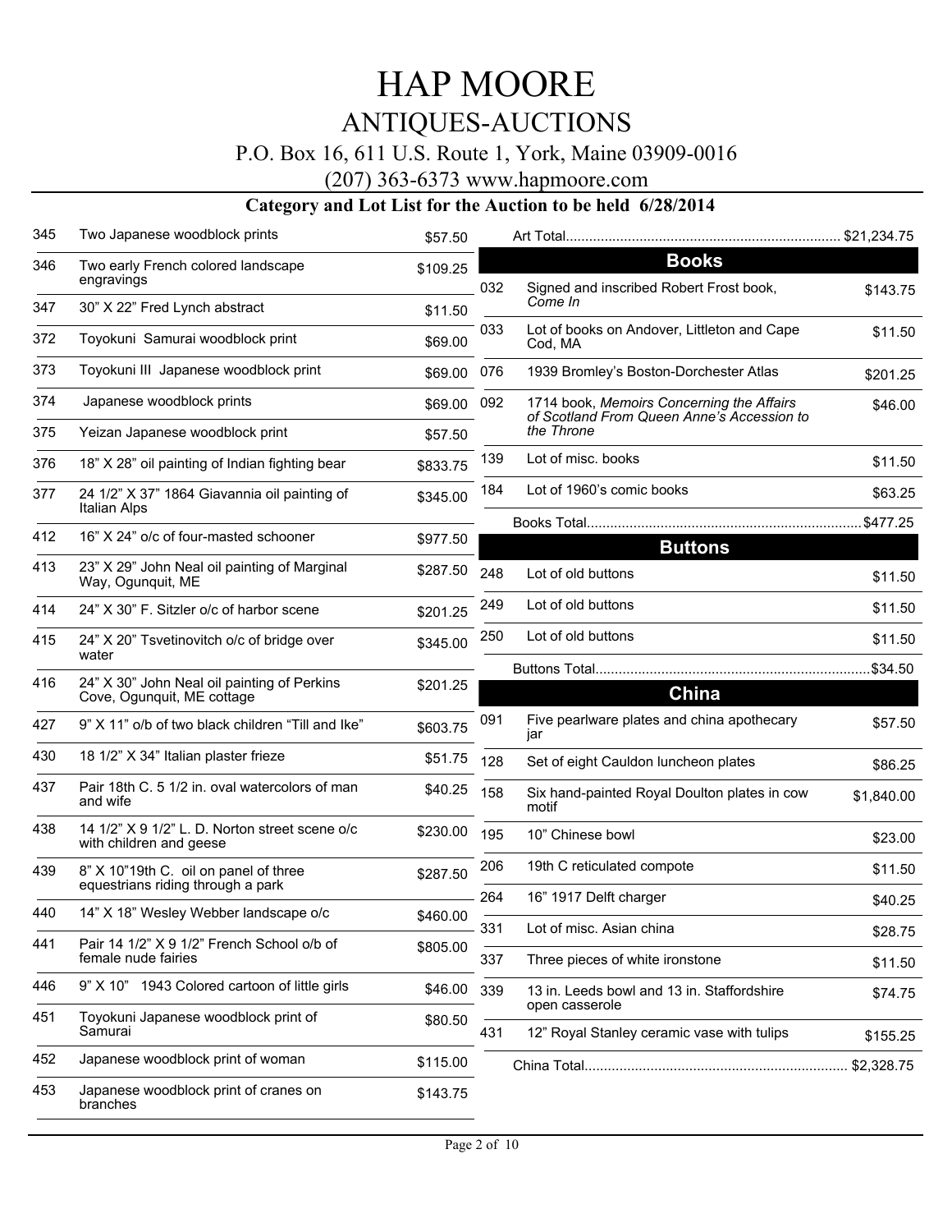# HAP MOORE

## ANTIQUES-AUCTIONS

P.O. Box 16, 611 U.S. Route 1, York, Maine 03909-0016

(207) 363-6373 www.hapmoore.com

### Category and Lot List for the Auction to be held 6/28/2014

| Lot | Description | Price |
|---|---|---|
| 345 | Two Japanese woodblock prints | $57.50 |
| 346 | Two early French colored landscape engravings | $109.25 |
| 347 | 30” X 22” Fred Lynch abstract | $11.50 |
| 372 | Toyokuni Samurai woodblock print | $69.00 |
| 373 | Toyokuni III Japanese woodblock print | $69.00 |
| 374 | Japanese woodblock prints | $69.00 |
| 375 | Yeizan Japanese woodblock print | $57.50 |
| 376 | 18” X 28” oil painting of Indian fighting bear | $833.75 |
| 377 | 24 1/2” X 37” 1864 Giavannia oil painting of Italian Alps | $345.00 |
| 412 | 16” X 24” o/c of four-masted schooner | $977.50 |
| 413 | 23” X 29” John Neal oil painting of Marginal Way, Ogunquit, ME | $287.50 |
| 414 | 24” X 30” F. Sitzler o/c of harbor scene | $201.25 |
| 415 | 24” X 20” Tsvetinovitch o/c of bridge over water | $345.00 |
| 416 | 24” X 30” John Neal oil painting of Perkins Cove, Ogunquit, ME cottage | $201.25 |
| 427 | 9” X 11” o/b of two black children “Till and Ike” | $603.75 |
| 430 | 18 1/2” X 34” Italian plaster frieze | $51.75 |
| 437 | Pair 18th C. 5 1/2 in. oval watercolors of man and wife | $40.25 |
| 438 | 14 1/2” X 9 1/2” L. D. Norton street scene o/c with children and geese | $230.00 |
| 439 | 8” X 10”19th C. oil on panel of three equestrians riding through a park | $287.50 |
| 440 | 14” X 18” Wesley Webber landscape o/c | $460.00 |
| 441 | Pair 14 1/2” X 9 1/2” French School o/b of female nude fairies | $805.00 |
| 446 | 9” X 10” 1943 Colored cartoon of little girls | $46.00 |
| 451 | Toyokuni Japanese woodblock print of Samurai | $80.50 |
| 452 | Japanese woodblock print of woman | $115.00 |
| 453 | Japanese woodblock print of cranes on branches | $143.75 |

Art Total.......................................................................... $21,234.75

## Books

| Lot | Description | Price |
|---|---|---|
| 032 | Signed and inscribed Robert Frost book, *Come In* | $143.75 |
| 033 | Lot of books on Andover, Littleton and Cape Cod, MA | $11.50 |
| 076 | 1939 Bromley’s Boston-Dorchester Atlas | $201.25 |
| 092 | 1714 book, *Memoirs Concerning the Affairs of Scotland From Queen Anne’s Accession to the Throne* | $46.00 |
| 139 | Lot of misc. books | $11.50 |
| 184 | Lot of 1960’s comic books | $63.25 |

Books Total.......................................................................$477.25

## Buttons

| Lot | Description | Price |
|---|---|---|
| 248 | Lot of old buttons | $11.50 |
| 249 | Lot of old buttons | $11.50 |
| 250 | Lot of old buttons | $11.50 |

Buttons Total......................................................................$34.50

## China

| Lot | Description | Price |
|---|---|---|
| 091 | Five pearlware plates and china apothecary jar | $57.50 |
| 128 | Set of eight Cauldon luncheon plates | $86.25 |
| 158 | Six hand-painted Royal Doulton plates in cow motif | $1,840.00 |
| 195 | 10” Chinese bowl | $23.00 |
| 206 | 19th C reticulated compote | $11.50 |
| 264 | 16” 1917 Delft charger | $40.25 |
| 331 | Lot of misc. Asian china | $28.75 |
| 337 | Three pieces of white ironstone | $11.50 |
| 339 | 13 in. Leeds bowl and 13 in. Staffordshire open casserole | $74.75 |
| 431 | 12” Royal Stanley ceramic vase with tulips | $155.25 |

China Total.................................................................... $2,328.75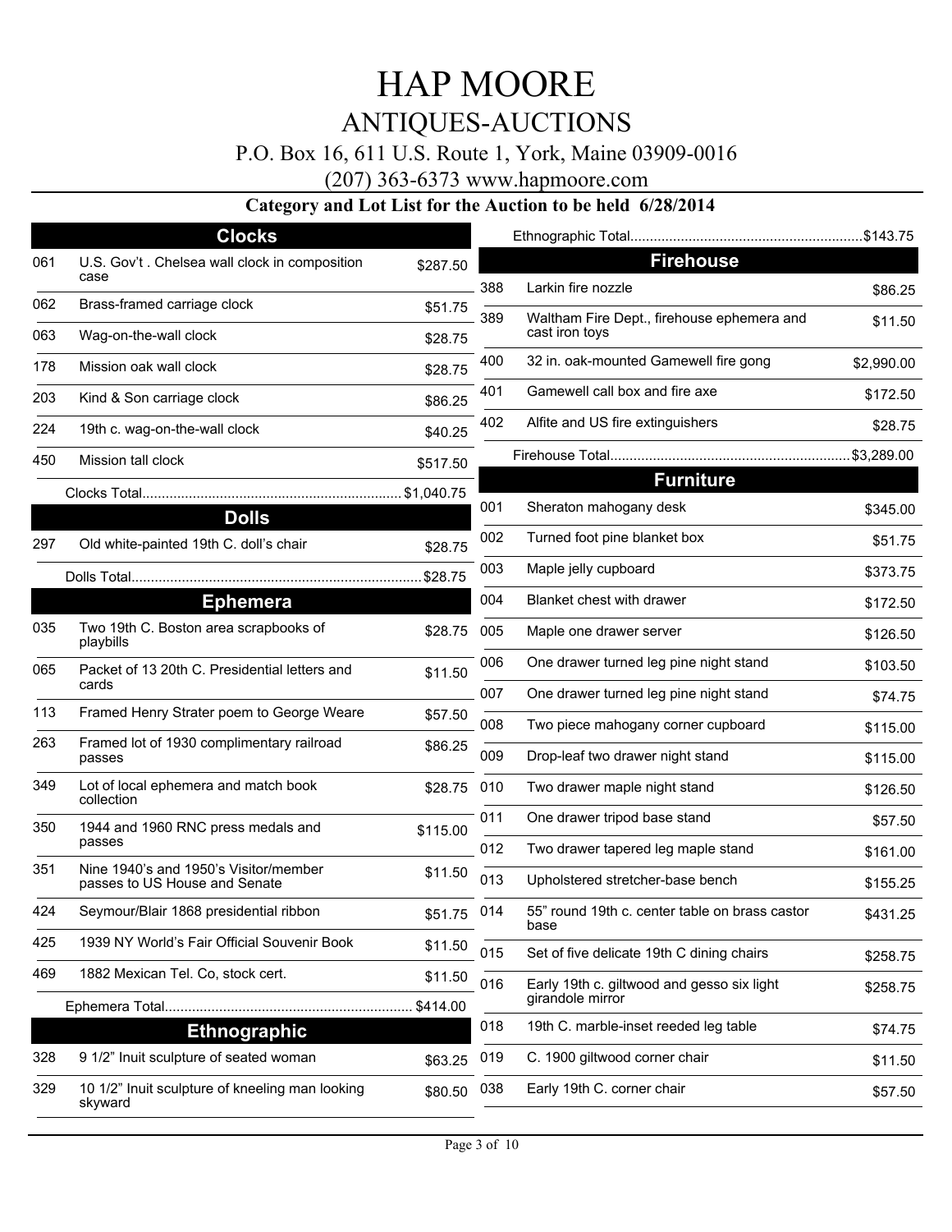# HAP MOORE

## ANTIQUES-AUCTIONS

P.O. Box 16, 611 U.S. Route 1, York, Maine 03909-0016

(207) 363-6373 www.hapmoore.com

**Category and Lot List for the Auction to be held 6/28/2014**

### Clocks

| Lot | Description | Price |
|---|---|---|
| 061 | U.S. Gov't . Chelsea wall clock in composition case | $287.50 |
| 062 | Brass-framed carriage clock | $51.75 |
| 063 | Wag-on-the-wall clock | $28.75 |
| 178 | Mission oak wall clock | $28.75 |
| 203 | Kind & Son carriage clock | $86.25 |
| 224 | 19th c. wag-on-the-wall clock | $40.25 |
| 450 | Mission tall clock | $517.50 |

Clocks Total.................................................................. $1,040.75

### Dolls

| Lot | Description | Price |
|---|---|---|
| 297 | Old white-painted 19th C. doll's chair | $28.75 |

Dolls Total.......................................................................... $28.75

### Ephemera

| Lot | Description | Price |
|---|---|---|
| 035 | Two 19th C. Boston area scrapbooks of playbills | $28.75 |
| 065 | Packet of 13 20th C. Presidential letters and cards | $11.50 |
| 113 | Framed Henry Strater poem to George Weare | $57.50 |
| 263 | Framed lot of 1930 complimentary railroad passes | $86.25 |
| 349 | Lot of local ephemera and match book collection | $28.75 |
| 350 | 1944 and 1960 RNC press medals and passes | $115.00 |
| 351 | Nine 1940's and 1950's Visitor/member passes to US House and Senate | $11.50 |
| 424 | Seymour/Blair 1868 presidential ribbon | $51.75 |
| 425 | 1939 NY World's Fair Official Souvenir Book | $11.50 |
| 469 | 1882 Mexican Tel. Co, stock cert. | $11.50 |

Ephemera Total................................................................ $414.00

### Ethnographic

| Lot | Description | Price |
|---|---|---|
| 328 | 9 1/2" Inuit sculpture of seated woman | $63.25 |
| 329 | 10 1/2" Inuit sculpture of kneeling man looking skyward | $80.50 |

Ethnographic Total............................................................$143.75

### Firehouse

| Lot | Description | Price |
|---|---|---|
| 388 | Larkin fire nozzle | $86.25 |
| 389 | Waltham Fire Dept., firehouse ephemera and cast iron toys | $11.50 |
| 400 | 32 in. oak-mounted Gamewell fire gong | $2,990.00 |
| 401 | Gamewell call box and fire axe | $172.50 |
| 402 | Alfite and US fire extinguishers | $28.75 |

Firehouse Total..............................................................$3,289.00

### Furniture

| Lot | Description | Price |
|---|---|---|
| 001 | Sheraton mahogany desk | $345.00 |
| 002 | Turned foot pine blanket box | $51.75 |
| 003 | Maple jelly cupboard | $373.75 |
| 004 | Blanket chest with drawer | $172.50 |
| 005 | Maple one drawer server | $126.50 |
| 006 | One drawer turned leg pine night stand | $103.50 |
| 007 | One drawer turned leg pine night stand | $74.75 |
| 008 | Two piece mahogany corner cupboard | $115.00 |
| 009 | Drop-leaf two drawer night stand | $115.00 |
| 010 | Two drawer maple night stand | $126.50 |
| 011 | One drawer tripod base stand | $57.50 |
| 012 | Two drawer tapered leg maple stand | $161.00 |
| 013 | Upholstered stretcher-base bench | $155.25 |
| 014 | 55" round 19th c. center table on brass castor base | $431.25 |
| 015 | Set of five delicate 19th C dining chairs | $258.75 |
| 016 | Early 19th c. giltwood and gesso six light girandole mirror | $258.75 |
| 018 | 19th C. marble-inset reeded leg table | $74.75 |
| 019 | C. 1900 giltwood corner chair | $11.50 |
| 038 | Early 19th C. corner chair | $57.50 |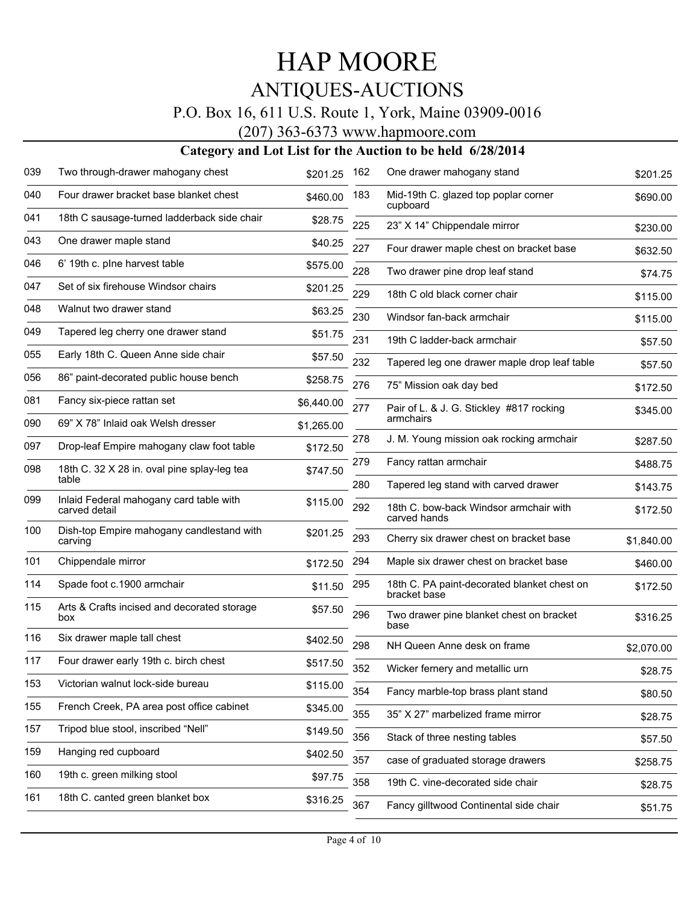# HAP MOORE

## ANTIQUES-AUCTIONS

P.O. Box 16, 611 U.S. Route 1, York, Maine 03909-0016

(207) 363-6373 www.hapmoore.com

### Category and Lot List for the Auction to be held 6/28/2014

| Lot | Description | Price |
|---|---|---|
| 039 | Two through-drawer mahogany chest | $201.25 |
| 040 | Four drawer bracket base blanket chest | $460.00 |
| 041 | 18th C sausage-turned ladderback side chair | $28.75 |
| 043 | One drawer maple stand | $40.25 |
| 046 | 6' 19th c. pIne harvest table | $575.00 |
| 047 | Set of six firehouse Windsor chairs | $201.25 |
| 048 | Walnut two drawer stand | $63.25 |
| 049 | Tapered leg cherry one drawer stand | $51.75 |
| 055 | Early 18th C. Queen Anne side chair | $57.50 |
| 056 | 86" paint-decorated public house bench | $258.75 |
| 081 | Fancy six-piece rattan set | $6,440.00 |
| 090 | 69" X 78" Inlaid oak Welsh dresser | $1,265.00 |
| 097 | Drop-leaf Empire mahogany claw foot table | $172.50 |
| 098 | 18th C. 32 X 28 in. oval pine splay-leg tea table | $747.50 |
| 099 | Inlaid Federal mahogany card table with carved detail | $115.00 |
| 100 | Dish-top Empire mahogany candlestand with carving | $201.25 |
| 101 | Chippendale mirror | $172.50 |
| 114 | Spade foot c.1900 armchair | $11.50 |
| 115 | Arts & Crafts incised and decorated storage box | $57.50 |
| 116 | Six drawer maple tall chest | $402.50 |
| 117 | Four drawer early 19th c. birch chest | $517.50 |
| 153 | Victorian walnut lock-side bureau | $115.00 |
| 155 | French Creek, PA area post office cabinet | $345.00 |
| 157 | Tripod blue stool, inscribed "Nell" | $149.50 |
| 159 | Hanging red cupboard | $402.50 |
| 160 | 19th c. green milking stool | $97.75 |
| 161 | 18th C. canted green blanket box | $316.25 |
| 162 | One drawer mahogany stand | $201.25 |
| 183 | Mid-19th C. glazed top poplar corner cupboard | $690.00 |
| 225 | 23" X 14" Chippendale mirror | $230.00 |
| 227 | Four drawer maple chest on bracket base | $632.50 |
| 228 | Two drawer pine drop leaf stand | $74.75 |
| 229 | 18th C old black corner chair | $115.00 |
| 230 | Windsor fan-back armchair | $115.00 |
| 231 | 19th C ladder-back armchair | $57.50 |
| 232 | Tapered leg one drawer maple drop leaf table | $57.50 |
| 276 | 75" Mission oak day bed | $172.50 |
| 277 | Pair of L. & J. G. Stickley #817 rocking armchairs | $345.00 |
| 278 | J. M. Young mission oak rocking armchair | $287.50 |
| 279 | Fancy rattan armchair | $488.75 |
| 280 | Tapered leg stand with carved drawer | $143.75 |
| 292 | 18th C. bow-back Windsor armchair with carved hands | $172.50 |
| 293 | Cherry six drawer chest on bracket base | $1,840.00 |
| 294 | Maple six drawer chest on bracket base | $460.00 |
| 295 | 18th C. PA paint-decorated blanket chest on bracket base | $172.50 |
| 296 | Two drawer pine blanket chest on bracket base | $316.25 |
| 298 | NH Queen Anne desk on frame | $2,070.00 |
| 352 | Wicker fernery and metallic urn | $28.75 |
| 354 | Fancy marble-top brass plant stand | $80.50 |
| 355 | 35" X 27" marbelized frame mirror | $28.75 |
| 356 | Stack of three nesting tables | $57.50 |
| 357 | case of graduated storage drawers | $258.75 |
| 358 | 19th C. vine-decorated side chair | $28.75 |
| 367 | Fancy gilltwood Continental side chair | $51.75 |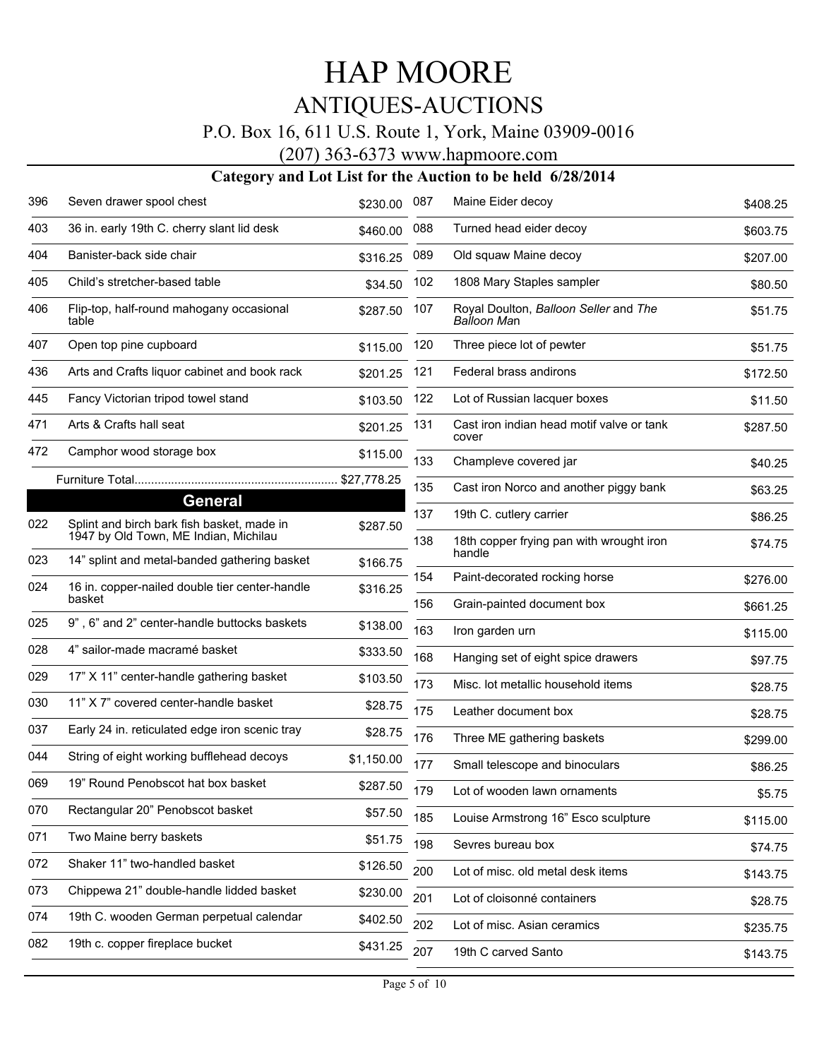# HAP MOORE

## ANTIQUES-AUCTIONS

P.O. Box 16, 611 U.S. Route 1, York, Maine 03909-0016

(207) 363-6373 www.hapmoore.com

### Category and Lot List for the Auction to be held 6/28/2014

| Lot | Description | Price |
|---|---|---|
| 396 | Seven drawer spool chest | $230.00 |
| 403 | 36 in. early 19th C. cherry slant lid desk | $460.00 |
| 404 | Banister-back side chair | $316.25 |
| 405 | Child's stretcher-based table | $34.50 |
| 406 | Flip-top, half-round mahogany occasional table | $287.50 |
| 407 | Open top pine cupboard | $115.00 |
| 436 | Arts and Crafts liquor cabinet and book rack | $201.25 |
| 445 | Fancy Victorian tripod towel stand | $103.50 |
| 471 | Arts & Crafts hall seat | $201.25 |
| 472 | Camphor wood storage box | $115.00 |
| | Furniture Total | $27,778.25 |

## General

| Lot | Description | Price |
|---|---|---|
| 022 | Splint and birch bark fish basket, made in 1947 by Old Town, ME Indian, Michilau | $287.50 |
| 023 | 14" splint and metal-banded gathering basket | $166.75 |
| 024 | 16 in. copper-nailed double tier center-handle basket | $316.25 |
| 025 | 9" , 6" and 2" center-handle buttocks baskets | $138.00 |
| 028 | 4" sailor-made macramé basket | $333.50 |
| 029 | 17" X 11" center-handle gathering basket | $103.50 |
| 030 | 11" X 7" covered center-handle basket | $28.75 |
| 037 | Early 24 in. reticulated edge iron scenic tray | $28.75 |
| 044 | String of eight working bufflehead decoys | $1,150.00 |
| 069 | 19" Round Penobscot hat box basket | $287.50 |
| 070 | Rectangular 20" Penobscot basket | $57.50 |
| 071 | Two Maine berry baskets | $51.75 |
| 072 | Shaker 11" two-handled basket | $126.50 |
| 073 | Chippewa 21" double-handle lidded basket | $230.00 |
| 074 | 19th C. wooden German perpetual calendar | $402.50 |
| 082 | 19th c. copper fireplace bucket | $431.25 |
| 087 | Maine Eider decoy | $408.25 |
| 088 | Turned head eider decoy | $603.75 |
| 089 | Old squaw Maine decoy | $207.00 |
| 102 | 1808 Mary Staples sampler | $80.50 |
| 107 | Royal Doulton, *Balloon Seller* and *The Balloon Man* | $51.75 |
| 120 | Three piece lot of pewter | $51.75 |
| 121 | Federal brass andirons | $172.50 |
| 122 | Lot of Russian lacquer boxes | $11.50 |
| 131 | Cast iron indian head motif valve or tank cover | $287.50 |
| 133 | Champleve covered jar | $40.25 |
| 135 | Cast iron Norco and another piggy bank | $63.25 |
| 137 | 19th C. cutlery carrier | $86.25 |
| 138 | 18th copper frying pan with wrought iron handle | $74.75 |
| 154 | Paint-decorated rocking horse | $276.00 |
| 156 | Grain-painted document box | $661.25 |
| 163 | Iron garden urn | $115.00 |
| 168 | Hanging set of eight spice drawers | $97.75 |
| 173 | Misc. lot metallic household items | $28.75 |
| 175 | Leather document box | $28.75 |
| 176 | Three ME gathering baskets | $299.00 |
| 177 | Small telescope and binoculars | $86.25 |
| 179 | Lot of wooden lawn ornaments | $5.75 |
| 185 | Louise Armstrong 16" Esco sculpture | $115.00 |
| 198 | Sevres bureau box | $74.75 |
| 200 | Lot of misc. old metal desk items | $143.75 |
| 201 | Lot of cloisonné containers | $28.75 |
| 202 | Lot of misc. Asian ceramics | $235.75 |
| 207 | 19th C carved Santo | $143.75 |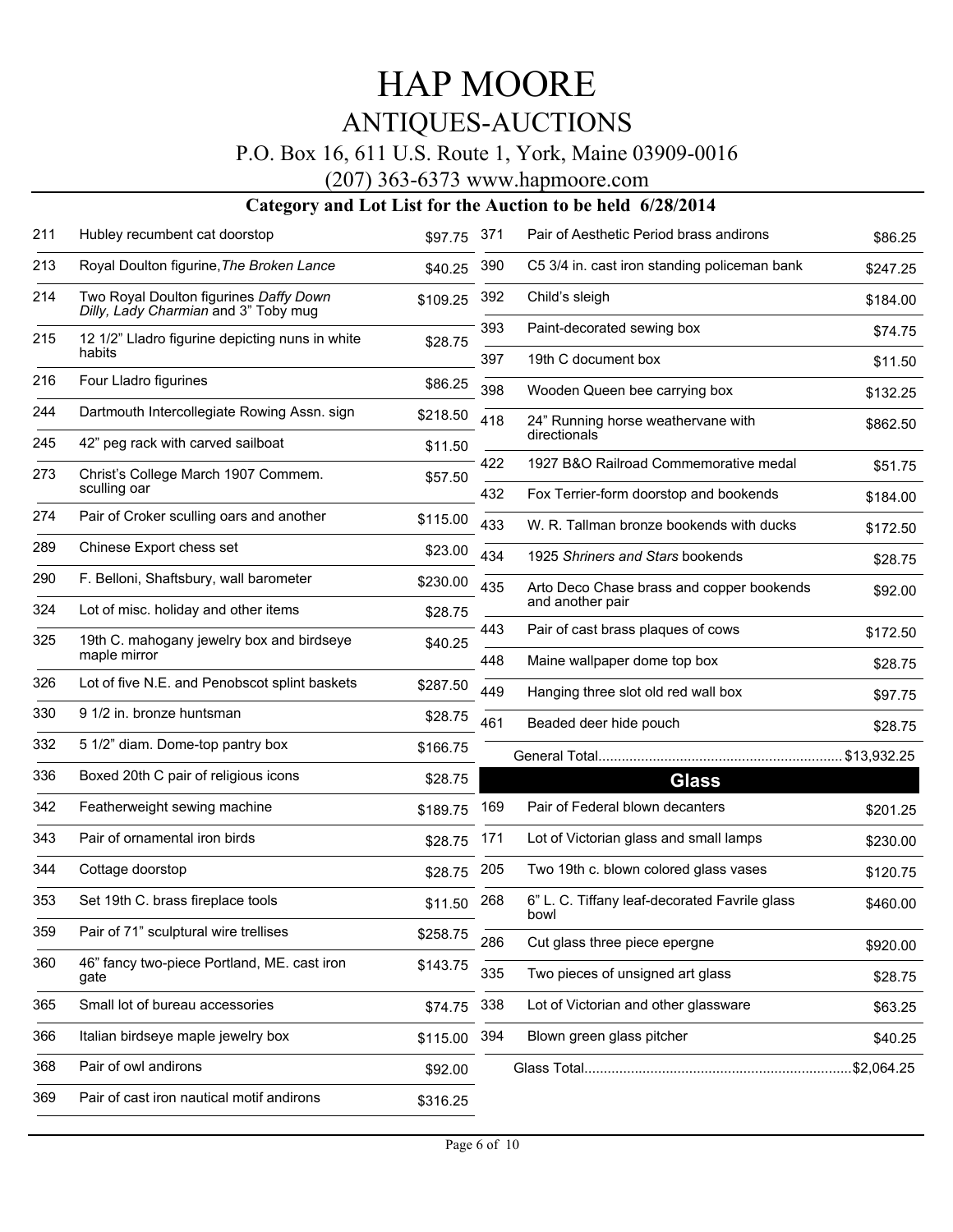# HAP MOORE

## ANTIQUES-AUCTIONS

P.O. Box 16, 611 U.S. Route 1, York, Maine 03909-0016

(207) 363-6373 www.hapmoore.com

### Category and Lot List for the Auction to be held 6/28/2014

| Lot | Description | Price |
|---|---|---|
| 211 | Hubley recumbent cat doorstop | $97.75 |
| 213 | Royal Doulton figurine, *The Broken Lance* | $40.25 |
| 214 | Two Royal Doulton figurines *Daffy Down Dilly, Lady Charmian* and 3" Toby mug | $109.25 |
| 215 | 12 1/2" Lladro figurine depicting nuns in white habits | $28.75 |
| 216 | Four Lladro figurines | $86.25 |
| 244 | Dartmouth Intercollegiate Rowing Assn. sign | $218.50 |
| 245 | 42" peg rack with carved sailboat | $11.50 |
| 273 | Christ's College March 1907 Commem. sculling oar | $57.50 |
| 274 | Pair of Croker sculling oars and another | $115.00 |
| 289 | Chinese Export chess set | $23.00 |
| 290 | F. Belloni, Shaftsbury, wall barometer | $230.00 |
| 324 | Lot of misc. holiday and other items | $28.75 |
| 325 | 19th C. mahogany jewelry box and birdseye maple mirror | $40.25 |
| 326 | Lot of five N.E. and Penobscot splint baskets | $287.50 |
| 330 | 9 1/2 in. bronze huntsman | $28.75 |
| 332 | 5 1/2" diam. Dome-top pantry box | $166.75 |
| 336 | Boxed 20th C pair of religious icons | $28.75 |
| 342 | Featherweight sewing machine | $189.75 |
| 343 | Pair of ornamental iron birds | $28.75 |
| 344 | Cottage doorstop | $28.75 |
| 353 | Set 19th C. brass fireplace tools | $11.50 |
| 359 | Pair of 71" sculptural wire trellises | $258.75 |
| 360 | 46" fancy two-piece Portland, ME. cast iron gate | $143.75 |
| 365 | Small lot of bureau accessories | $74.75 |
| 366 | Italian birdseye maple jewelry box | $115.00 |
| 368 | Pair of owl andirons | $92.00 |
| 369 | Pair of cast iron nautical motif andirons | $316.25 |
| 371 | Pair of Aesthetic Period brass andirons | $86.25 |
| 390 | C5 3/4 in. cast iron standing policeman bank | $247.25 |
| 392 | Child's sleigh | $184.00 |
| 393 | Paint-decorated sewing box | $74.75 |
| 397 | 19th C document box | $11.50 |
| 398 | Wooden Queen bee carrying box | $132.25 |
| 418 | 24" Running horse weathervane with directionals | $862.50 |
| 422 | 1927 B&O Railroad Commemorative medal | $51.75 |
| 432 | Fox Terrier-form doorstop and bookends | $184.00 |
| 433 | W. R. Tallman bronze bookends with ducks | $172.50 |
| 434 | 1925 *Shriners and Stars* bookends | $28.75 |
| 435 | Arto Deco Chase brass and copper bookends and another pair | $92.00 |
| 443 | Pair of cast brass plaques of cows | $172.50 |
| 448 | Maine wallpaper dome top box | $28.75 |
| 449 | Hanging three slot old red wall box | $97.75 |
| 461 | Beaded deer hide pouch | $28.75 |

General Total............................................................... $13,932.25

## Glass

| Lot | Description | Price |
|---|---|---|
| 169 | Pair of Federal blown decanters | $201.25 |
| 171 | Lot of Victorian glass and small lamps | $230.00 |
| 205 | Two 19th c. blown colored glass vases | $120.75 |
| 268 | 6" L. C. Tiffany leaf-decorated Favrile glass bowl | $460.00 |
| 286 | Cut glass three piece epergne | $920.00 |
| 335 | Two pieces of unsigned art glass | $28.75 |
| 338 | Lot of Victorian and other glassware | $63.25 |
| 394 | Blown green glass pitcher | $40.25 |

Glass Total....................................................................$2,064.25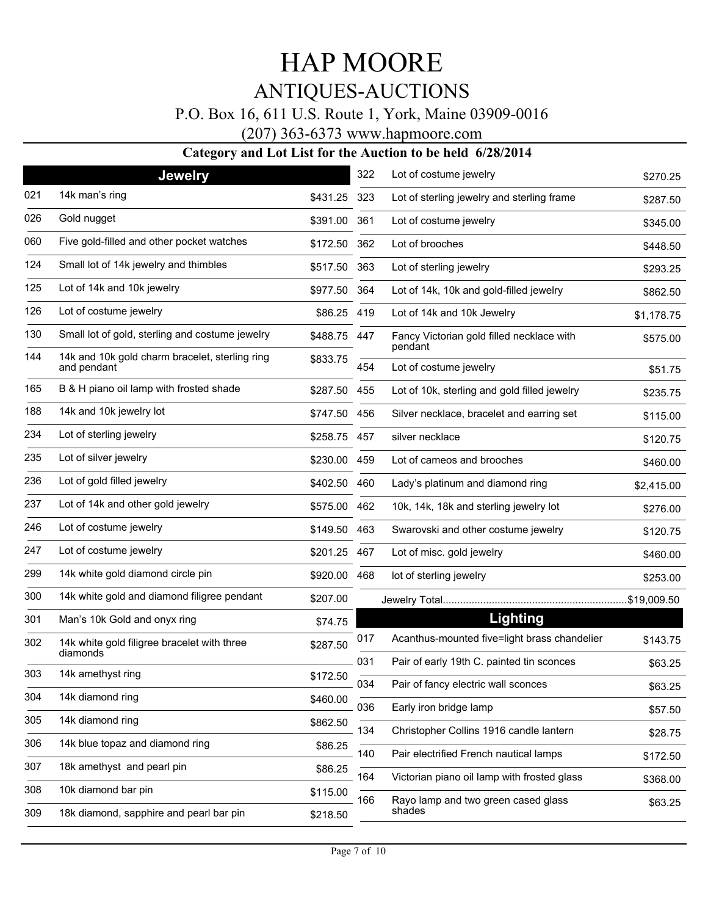# HAP MOORE

## ANTIQUES-AUCTIONS

P.O. Box 16, 611 U.S. Route 1, York, Maine 03909-0016

(207) 363-6373 www.hapmoore.com

### Category and Lot List for the Auction to be held 6/28/2014

## Jewelry

| Lot | Description | Price |
|---|---|---|
| 021 | 14k man's ring | $431.25 |
| 026 | Gold nugget | $391.00 |
| 060 | Five gold-filled and other pocket watches | $172.50 |
| 124 | Small lot of 14k jewelry and thimbles | $517.50 |
| 125 | Lot of 14k and 10k jewelry | $977.50 |
| 126 | Lot of costume jewelry | $86.25 |
| 130 | Small lot of gold, sterling and costume jewelry | $488.75 |
| 144 | 14k and 10k gold charm bracelet, sterling ring and pendant | $833.75 |
| 165 | B & H piano oil lamp with frosted shade | $287.50 |
| 188 | 14k and 10k jewelry lot | $747.50 |
| 234 | Lot of sterling jewelry | $258.75 |
| 235 | Lot of silver jewelry | $230.00 |
| 236 | Lot of gold filled jewelry | $402.50 |
| 237 | Lot of 14k and other gold jewelry | $575.00 |
| 246 | Lot of costume jewelry | $149.50 |
| 247 | Lot of costume jewelry | $201.25 |
| 299 | 14k white gold diamond circle pin | $920.00 |
| 300 | 14k white gold and diamond filigree pendant | $207.00 |
| 301 | Man's 10k Gold and onyx ring | $74.75 |
| 302 | 14k white gold filigree bracelet with three diamonds | $287.50 |
| 303 | 14k amethyst ring | $172.50 |
| 304 | 14k diamond ring | $460.00 |
| 305 | 14k diamond ring | $862.50 |
| 306 | 14k blue topaz and diamond ring | $86.25 |
| 307 | 18k amethyst and pearl pin | $86.25 |
| 308 | 10k diamond bar pin | $115.00 |
| 309 | 18k diamond, sapphire and pearl bar pin | $218.50 |
| 322 | Lot of costume jewelry | $270.25 |
| 323 | Lot of sterling jewelry and sterling frame | $287.50 |
| 361 | Lot of costume jewelry | $345.00 |
| 362 | Lot of brooches | $448.50 |
| 363 | Lot of sterling jewelry | $293.25 |
| 364 | Lot of 14k, 10k and gold-filled jewelry | $862.50 |
| 419 | Lot of 14k and 10k Jewelry | $1,178.75 |
| 447 | Fancy Victorian gold filled necklace with pendant | $575.00 |
| 454 | Lot of costume jewelry | $51.75 |
| 455 | Lot of 10k, sterling and gold filled jewelry | $235.75 |
| 456 | Silver necklace, bracelet and earring set | $115.00 |
| 457 | silver necklace | $120.75 |
| 459 | Lot of cameos and brooches | $460.00 |
| 460 | Lady's platinum and diamond ring | $2,415.00 |
| 462 | 10k, 14k, 18k and sterling jewelry lot | $276.00 |
| 463 | Swarovski and other costume jewelry | $120.75 |
| 467 | Lot of misc. gold jewelry | $460.00 |
| 468 | lot of sterling jewelry | $253.00 |

Jewelry Total................................................................$19,009.50

## Lighting

| Lot | Description | Price |
|---|---|---|
| 017 | Acanthus-mounted five=light brass chandelier | $143.75 |
| 031 | Pair of early 19th C. painted tin sconces | $63.25 |
| 034 | Pair of fancy electric wall sconces | $63.25 |
| 036 | Early iron bridge lamp | $57.50 |
| 134 | Christopher Collins 1916 candle lantern | $28.75 |
| 140 | Pair electrified French nautical lamps | $172.50 |
| 164 | Victorian piano oil lamp with frosted glass | $368.00 |
| 166 | Rayo lamp and two green cased glass shades | $63.25 |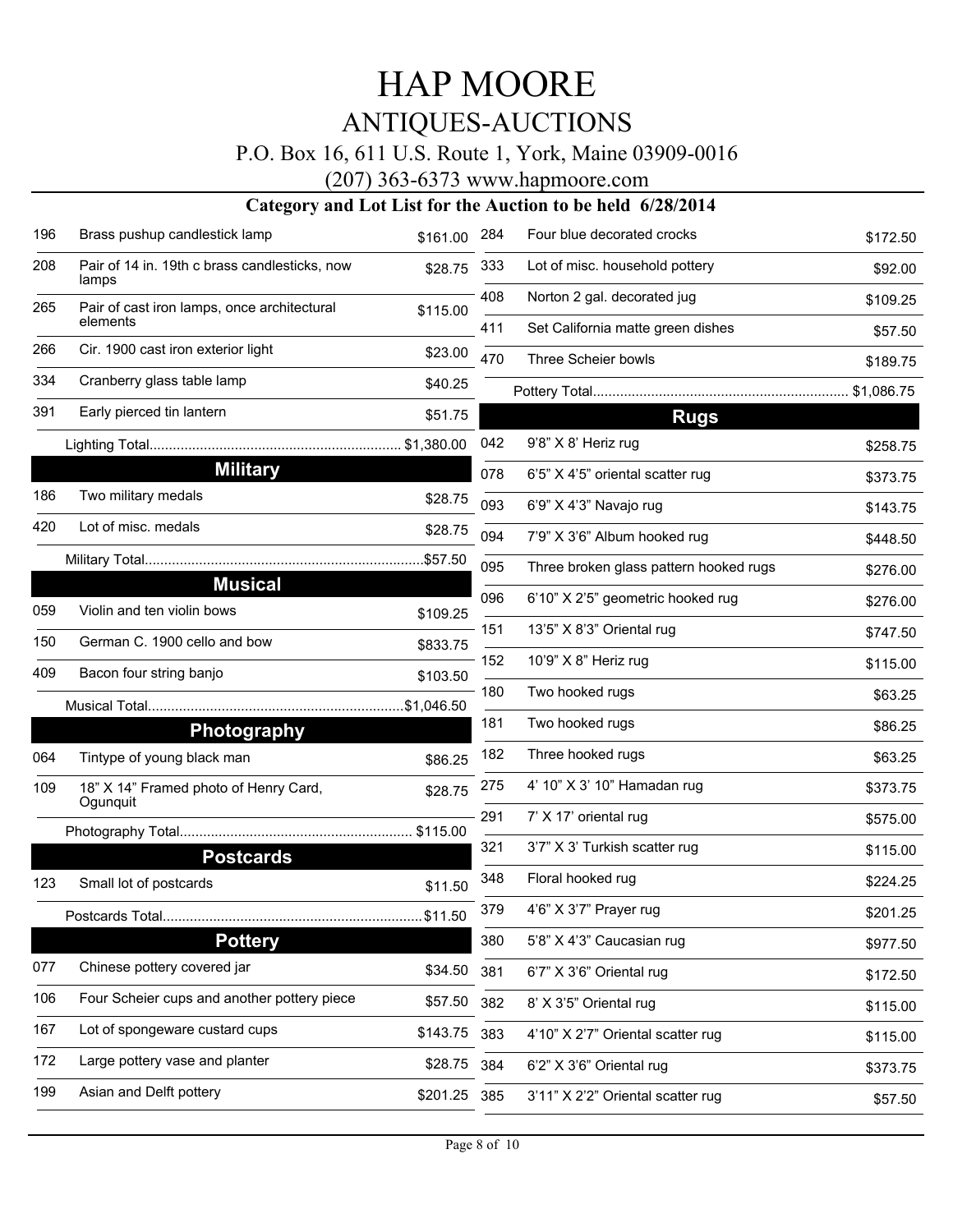# HAP MOORE

## ANTIQUES-AUCTIONS

P.O. Box 16, 611 U.S. Route 1, York, Maine 03909-0016

(207) 363-6373 www.hapmoore.com

### Category and Lot List for the Auction to be held 6/28/2014

| Lot | Description | Price |
|---|---|---|
| 196 | Brass pushup candlestick lamp | $161.00 |
| 208 | Pair of 14 in. 19th c brass candlesticks, now lamps | $28.75 |
| 265 | Pair of cast iron lamps, once architectural elements | $115.00 |
| 266 | Cir. 1900 cast iron exterior light | $23.00 |
| 334 | Cranberry glass table lamp | $40.25 |
| 391 | Early pierced tin lantern | $51.75 |

Lighting Total................................................................ $1,380.00

## Military

| Lot | Description | Price |
|---|---|---|
| 186 | Two military medals | $28.75 |
| 420 | Lot of misc. medals | $28.75 |

Military Total........................................................................$57.50

## Musical

| Lot | Description | Price |
|---|---|---|
| 059 | Violin and ten violin bows | $109.25 |
| 150 | German C. 1900 cello and bow | $833.75 |
| 409 | Bacon four string banjo | $103.50 |

Musical Total..................................................................$1,046.50

## Photography

| Lot | Description | Price |
|---|---|---|
| 064 | Tintype of young black man | $86.25 |
| 109 | 18" X 14" Framed photo of Henry Card, Ogunquit | $28.75 |

Photography Total............................................................ $115.00

## Postcards

| Lot | Description | Price |
|---|---|---|
| 123 | Small lot of postcards | $11.50 |

Postcards Total...................................................................$11.50

## Pottery

| Lot | Description | Price |
|---|---|---|
| 077 | Chinese pottery covered jar | $34.50 |
| 106 | Four Scheier cups and another pottery piece | $57.50 |
| 167 | Lot of spongeware custard cups | $143.75 |
| 172 | Large pottery vase and planter | $28.75 |
| 199 | Asian and Delft pottery | $201.25 |
| 284 | Four blue decorated crocks | $172.50 |
| 333 | Lot of misc. household pottery | $92.00 |
| 408 | Norton 2 gal. decorated jug | $109.25 |
| 411 | Set California matte green dishes | $57.50 |
| 470 | Three Scheier bowls | $189.75 |

Pottery Total.................................................................. $1,086.75

## Rugs

| Lot | Description | Price |
|---|---|---|
| 042 | 9'8" X 8' Heriz rug | $258.75 |
| 078 | 6'5" X 4'5" oriental scatter rug | $373.75 |
| 093 | 6'9" X 4'3" Navajo rug | $143.75 |
| 094 | 7'9" X 3'6" Album hooked rug | $448.50 |
| 095 | Three broken glass pattern hooked rugs | $276.00 |
| 096 | 6'10" X 2'5" geometric hooked rug | $276.00 |
| 151 | 13'5" X 8'3" Oriental rug | $747.50 |
| 152 | 10'9" X 8" Heriz rug | $115.00 |
| 180 | Two hooked rugs | $63.25 |
| 181 | Two hooked rugs | $86.25 |
| 182 | Three hooked rugs | $63.25 |
| 275 | 4' 10" X 3' 10" Hamadan rug | $373.75 |
| 291 | 7' X 17' oriental rug | $575.00 |
| 321 | 3'7" X 3' Turkish scatter rug | $115.00 |
| 348 | Floral hooked rug | $224.25 |
| 379 | 4'6" X 3'7" Prayer rug | $201.25 |
| 380 | 5'8" X 4'3" Caucasian rug | $977.50 |
| 381 | 6'7" X 3'6" Oriental rug | $172.50 |
| 382 | 8' X 3'5" Oriental rug | $115.00 |
| 383 | 4'10" X 2'7" Oriental scatter rug | $115.00 |
| 384 | 6'2" X 3'6" Oriental rug | $373.75 |
| 385 | 3'11" X 2'2" Oriental scatter rug | $57.50 |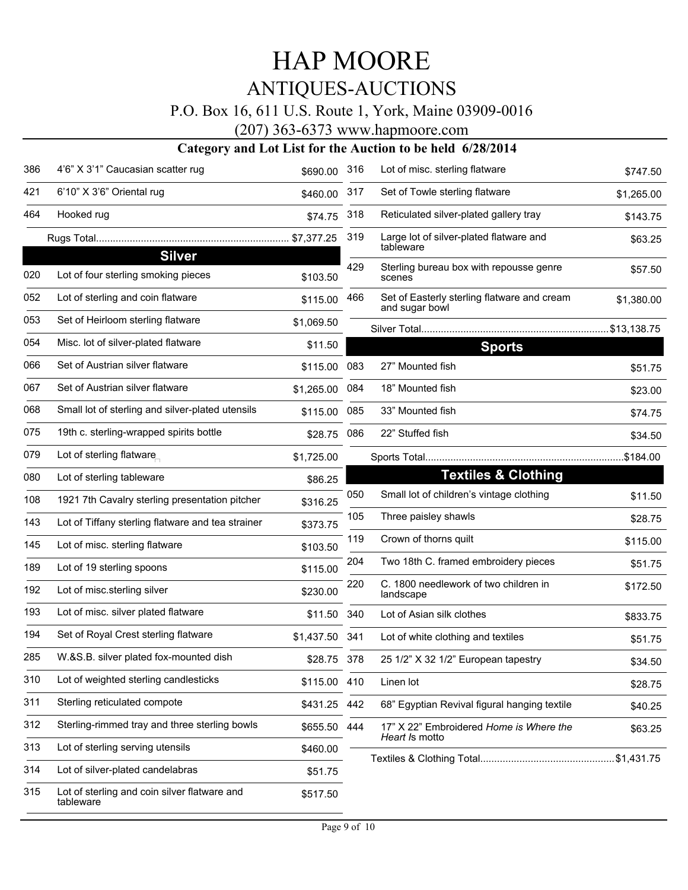# HAP MOORE

## ANTIQUES-AUCTIONS

P.O. Box 16, 611 U.S. Route 1, York, Maine 03909-0016

(207) 363-6373 www.hapmoore.com

### Category and Lot List for the Auction to be held 6/28/2014

| Lot | Description | Price |
|---|---|---|
| 386 | 4'6" X 3'1" Caucasian scatter rug | $690.00 |
| 421 | 6'10" X 3'6" Oriental rug | $460.00 |
| 464 | Hooked rug | $74.75 |
| | Rugs Total | $7,377.25 |

## Silver

| Lot | Description | Price |
|---|---|---|
| 020 | Lot of four sterling smoking pieces | $103.50 |
| 052 | Lot of sterling and coin flatware | $115.00 |
| 053 | Set of Heirloom sterling flatware | $1,069.50 |
| 054 | Misc. lot of silver-plated flatware | $11.50 |
| 066 | Set of Austrian silver flatware | $115.00 |
| 067 | Set of Austrian silver flatware | $1,265.00 |
| 068 | Small lot of sterling and silver-plated utensils | $115.00 |
| 075 | 19th c. sterling-wrapped spirits bottle | $28.75 |
| 079 | Lot of sterling flatware | $1,725.00 |
| 080 | Lot of sterling tableware | $86.25 |
| 108 | 1921 7th Cavalry sterling presentation pitcher | $316.25 |
| 143 | Lot of Tiffany sterling flatware and tea strainer | $373.75 |
| 145 | Lot of misc. sterling flatware | $103.50 |
| 189 | Lot of 19 sterling spoons | $115.00 |
| 192 | Lot of misc.sterling silver | $230.00 |
| 193 | Lot of misc. silver plated flatware | $11.50 |
| 194 | Set of Royal Crest sterling flatware | $1,437.50 |
| 285 | W.&S.B. silver plated fox-mounted dish | $28.75 |
| 310 | Lot of weighted sterling candlesticks | $115.00 |
| 311 | Sterling reticulated compote | $431.25 |
| 312 | Sterling-rimmed tray and three sterling bowls | $655.50 |
| 313 | Lot of sterling serving utensils | $460.00 |
| 314 | Lot of silver-plated candelabras | $51.75 |
| 315 | Lot of sterling and coin silver flatware and tableware | $517.50 |
| 316 | Lot of misc. sterling flatware | $747.50 |
| 317 | Set of Towle sterling flatware | $1,265.00 |
| 318 | Reticulated silver-plated gallery tray | $143.75 |
| 319 | Large lot of silver-plated flatware and tableware | $63.25 |
| 429 | Sterling bureau box with repousse genre scenes | $57.50 |
| 466 | Set of Easterly sterling flatware and cream and sugar bowl | $1,380.00 |
| | Silver Total | $13,138.75 |

## Sports

| Lot | Description | Price |
|---|---|---|
| 083 | 27" Mounted fish | $51.75 |
| 084 | 18" Mounted fish | $23.00 |
| 085 | 33" Mounted fish | $74.75 |
| 086 | 22" Stuffed fish | $34.50 |
| | Sports Total | $184.00 |

## Textiles & Clothing

| Lot | Description | Price |
|---|---|---|
| 050 | Small lot of children's vintage clothing | $11.50 |
| 105 | Three paisley shawls | $28.75 |
| 119 | Crown of thorns quilt | $115.00 |
| 204 | Two 18th C. framed embroidery pieces | $51.75 |
| 220 | C. 1800 needlework of two children in landscape | $172.50 |
| 340 | Lot of Asian silk clothes | $833.75 |
| 341 | Lot of white clothing and textiles | $51.75 |
| 378 | 25 1/2" X 32 1/2" European tapestry | $34.50 |
| 410 | Linen lot | $28.75 |
| 442 | 68" Egyptian Revival figural hanging textile | $40.25 |
| 444 | 17" X 22" Embroidered *Home is Where the Heart Is* motto | $63.25 |
| | Textiles & Clothing Total | $1,431.75 |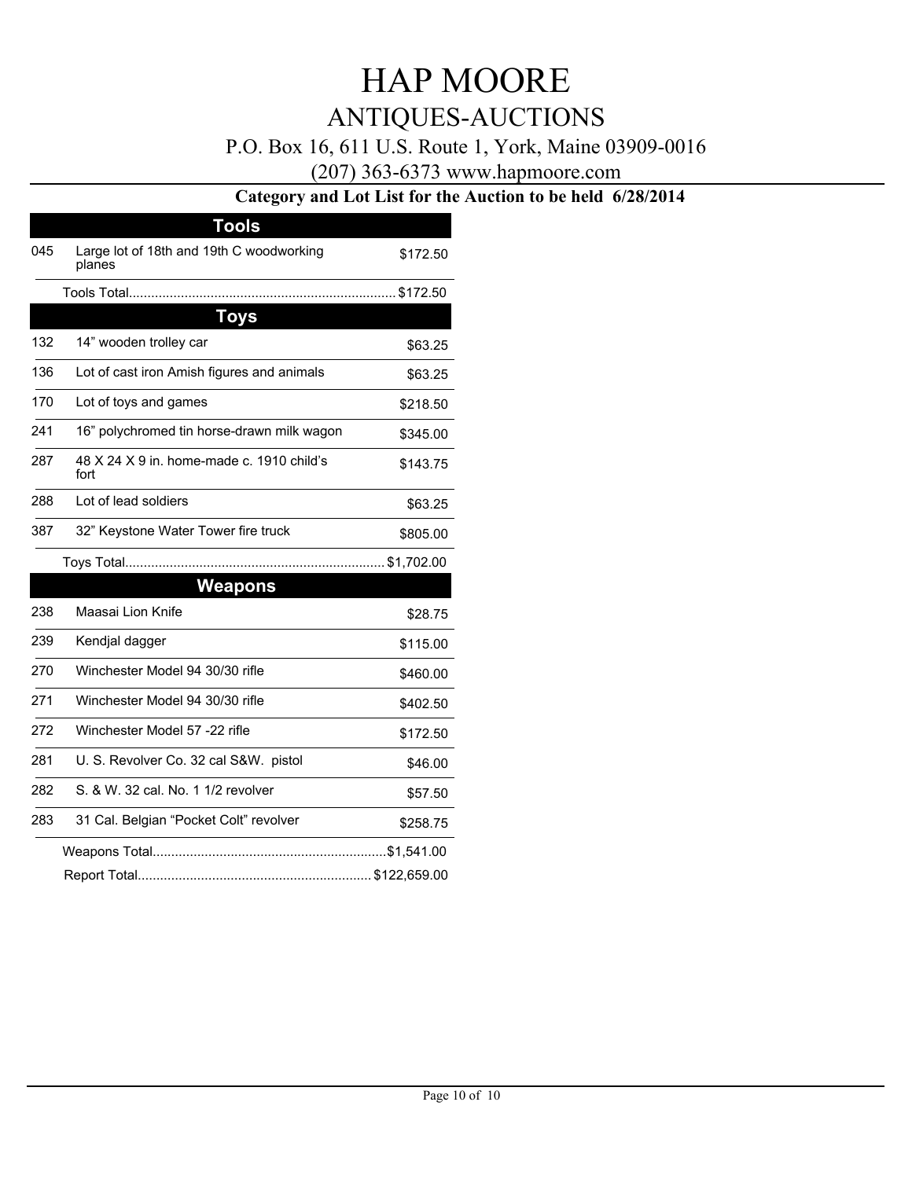# HAP MOORE

## ANTIQUES-AUCTIONS

P.O. Box 16, 611 U.S. Route 1, York, Maine 03909-0016

(207) 363-6373 www.hapmoore.com

**Category and Lot List for the Auction to be held 6/28/2014**

### Tools

| | | |
|---|---|---|
| 045 | Large lot of 18th and 19th C woodworking planes | $172.50 |
| | Tools Total | $172.50 |

### Toys

| | | |
|---|---|---|
| 132 | 14” wooden trolley car | $63.25 |
| 136 | Lot of cast iron Amish figures and animals | $63.25 |
| 170 | Lot of toys and games | $218.50 |
| 241 | 16” polychromed tin horse-drawn milk wagon | $345.00 |
| 287 | 48 X 24 X 9 in. home-made c. 1910 child’s fort | $143.75 |
| 288 | Lot of lead soldiers | $63.25 |
| 387 | 32” Keystone Water Tower fire truck | $805.00 |
| | Toys Total | $1,702.00 |

### Weapons

| | | |
|---|---|---|
| 238 | Maasai Lion Knife | $28.75 |
| 239 | Kendjal dagger | $115.00 |
| 270 | Winchester Model 94 30/30 rifle | $460.00 |
| 271 | Winchester Model 94 30/30 rifle | $402.50 |
| 272 | Winchester Model 57 -22 rifle | $172.50 |
| 281 | U. S. Revolver Co. 32 cal S&W. pistol | $46.00 |
| 282 | S. & W. 32 cal. No. 1 1/2 revolver | $57.50 |
| 283 | 31 Cal. Belgian “Pocket Colt” revolver | $258.75 |
| | Weapons Total | $1,541.00 |
| | Report Total | $122,659.00 |